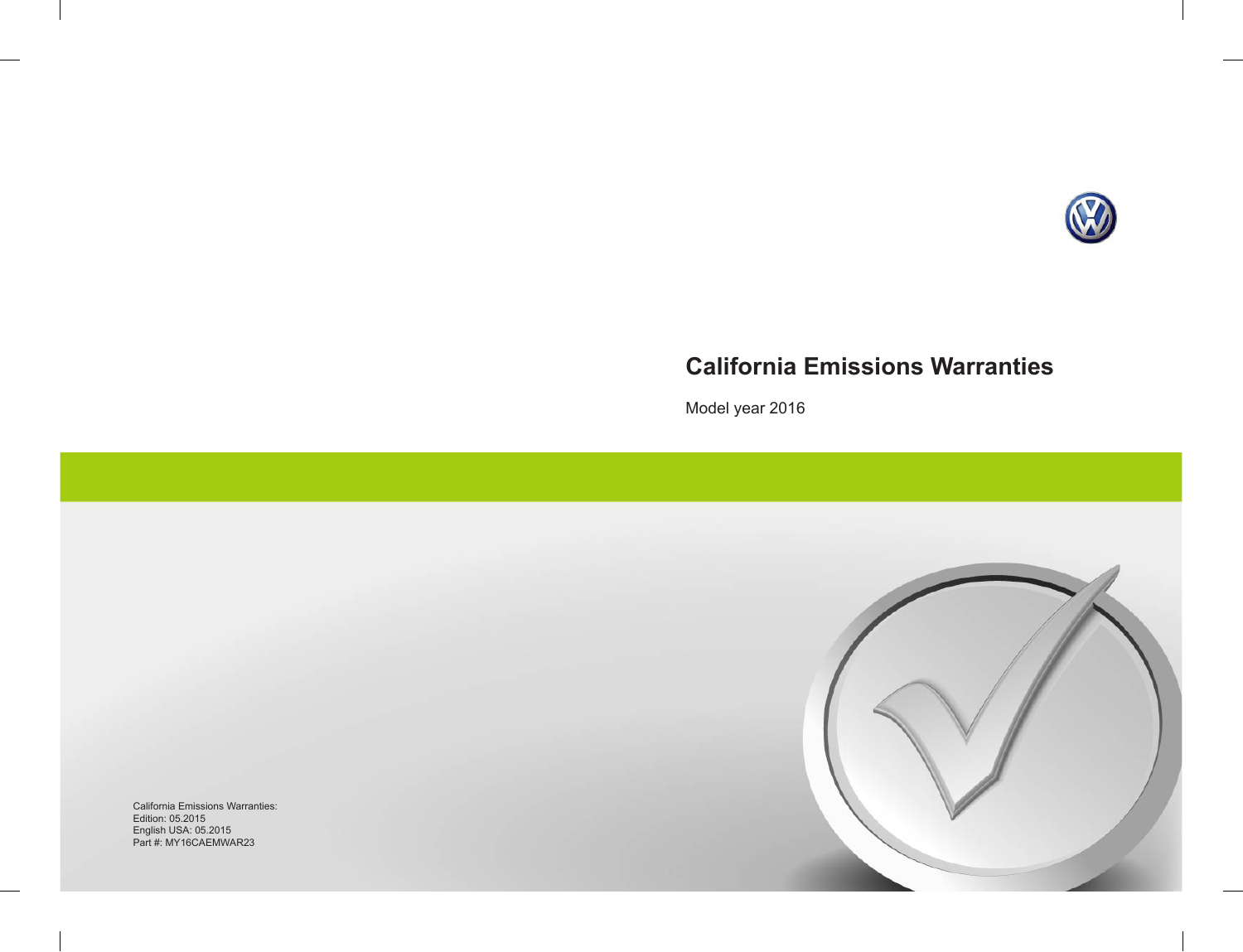# California Emissions Warranties

Model year 2016

California Emissions Warranties:
Edition: 05.2015
English USA: 05.2015
Part #: MY16CAEMWAR23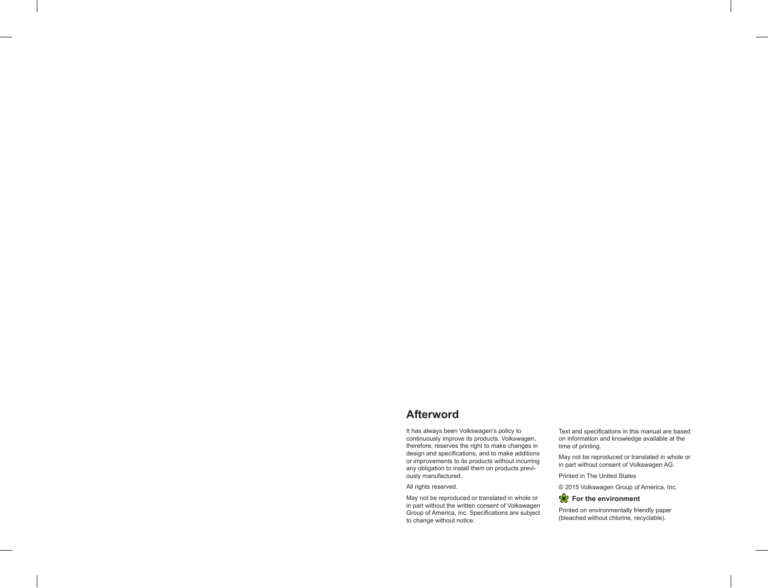## Afterword

It has always been Volkswagen's policy to continuously improve its products. Volkswagen, therefore, reserves the right to make changes in design and specifications, and to make additions or improvements to its products without incurring any obligation to install them on products previously manufactured.

All rights reserved.

May not be reproduced or translated in whole or in part without the written consent of Volkswagen Group of America, Inc. Specifications are subject to change without notice.

Text and specifications in this manual are based on information and knowledge available at the time of printing.

May not be reproduced or translated in whole or in part without consent of Volkswagen AG.

Printed in The United States

© 2015 Volkswagen Group of America, Inc.

**For the environment**

Printed on environmentally friendly paper (bleached without chlorine, recyclable).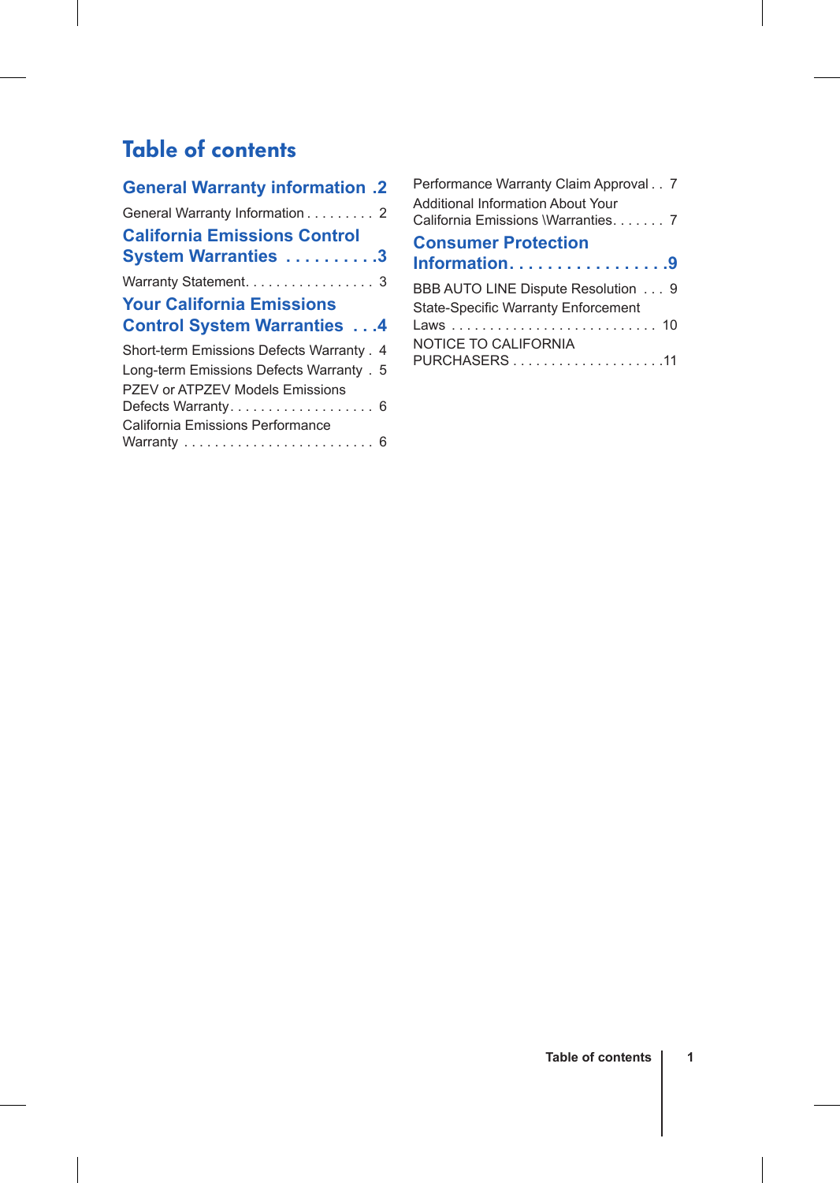# Table of contents

**General Warranty information .2**

General Warranty Information . . . . . . . . . 2

**California Emissions Control System Warranties . . . . . . . . . .3**

Warranty Statement. . . . . . . . . . . . . . . . . 3

**Your California Emissions Control System Warranties . . .4**

Short-term Emissions Defects Warranty . 4

Long-term Emissions Defects Warranty . 5

PZEV or ATPZEV Models Emissions Defects Warranty. . . . . . . . . . . . . . . . . . . 6

California Emissions Performance Warranty . . . . . . . . . . . . . . . . . . . . . . . . . 6

Performance Warranty Claim Approval . . 7

Additional Information About Your California Emissions \Warranties. . . . . . . 7

**Consumer Protection Information. . . . . . . . . . . . . . . . .9**

BBB AUTO LINE Dispute Resolution . . . 9

State-Specific Warranty Enforcement Laws . . . . . . . . . . . . . . . . . . . . . . . . . . . 10

NOTICE TO CALIFORNIA PURCHASERS . . . . . . . . . . . . . . . . . . . .11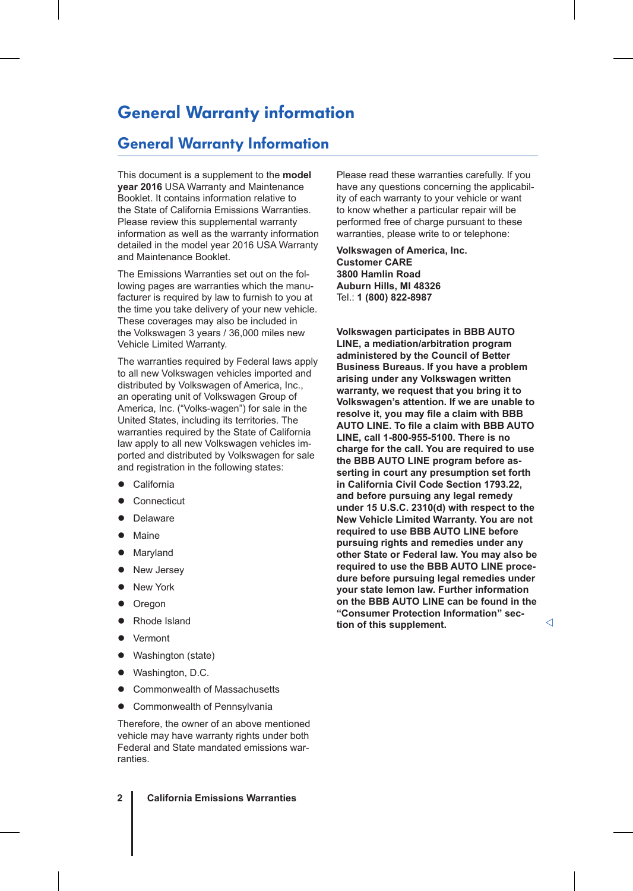# General Warranty information

## General Warranty Information

This document is a supplement to the **model year 2016** USA Warranty and Maintenance Booklet. It contains information relative to the State of California Emissions Warranties. Please review this supplemental warranty information as well as the warranty information detailed in the model year 2016 USA Warranty and Maintenance Booklet.

The Emissions Warranties set out on the following pages are warranties which the manufacturer is required by law to furnish to you at the time you take delivery of your new vehicle. These coverages may also be included in the Volkswagen 3 years / 36,000 miles new Vehicle Limited Warranty.

The warranties required by Federal laws apply to all new Volkswagen vehicles imported and distributed by Volkswagen of America, Inc., an operating unit of Volkswagen Group of America, Inc. ("Volks-wagen") for sale in the United States, including its territories. The warranties required by the State of California law apply to all new Volkswagen vehicles imported and distributed by Volkswagen for sale and registration in the following states:

- California
- Connecticut
- Delaware
- Maine
- Maryland
- New Jersey
- New York
- Oregon
- Rhode Island
- Vermont
- Washington (state)
- Washington, D.C.
- Commonwealth of Massachusetts
- Commonwealth of Pennsylvania

Therefore, the owner of an above mentioned vehicle may have warranty rights under both Federal and State mandated emissions warranties.

Please read these warranties carefully. If you have any questions concerning the applicability of each warranty to your vehicle or want to know whether a particular repair will be performed free of charge pursuant to these warranties, please write to or telephone:

**Volkswagen of America, Inc.**
**Customer CARE**
**3800 Hamlin Road**
**Auburn Hills, MI 48326**
Tel.: **1 (800) 822-8987**

**Volkswagen participates in BBB AUTO LINE, a mediation/arbitration program administered by the Council of Better Business Bureaus. If you have a problem arising under any Volkswagen written warranty, we request that you bring it to Volkswagen's attention. If we are unable to resolve it, you may file a claim with BBB AUTO LINE. To file a claim with BBB AUTO LINE, call 1-800-955-5100. There is no charge for the call. You are required to use the BBB AUTO LINE program before asserting in court any presumption set forth in California Civil Code Section 1793.22, and before pursuing any legal remedy under 15 U.S.C. 2310(d) with respect to the New Vehicle Limited Warranty. You are not required to use BBB AUTO LINE before pursuing rights and remedies under any other State or Federal law. You may also be required to use the BBB AUTO LINE procedure before pursuing legal remedies under your state lemon law. Further information on the BBB AUTO LINE can be found in the "Consumer Protection Information" section of this supplement.**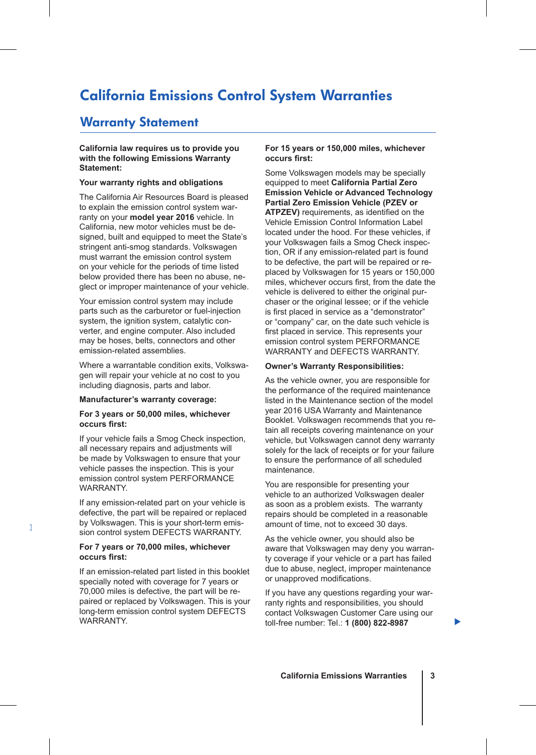# California Emissions Control System Warranties

## Warranty Statement

**California law requires us to provide you with the following Emissions Warranty Statement:**

**Your warranty rights and obligations**

The California Air Resources Board is pleased to explain the emission control system warranty on your **model year 2016** vehicle. In California, new motor vehicles must be designed, built and equipped to meet the State's stringent anti-smog standards. Volkswagen must warrant the emission control system on your vehicle for the periods of time listed below provided there has been no abuse, neglect or improper maintenance of your vehicle.

Your emission control system may include parts such as the carburetor or fuel-injection system, the ignition system, catalytic converter, and engine computer. Also included may be hoses, belts, connectors and other emission-related assemblies.

Where a warrantable condition exits, Volkswagen will repair your vehicle at no cost to you including diagnosis, parts and labor.

**Manufacturer's warranty coverage:**

**For 3 years or 50,000 miles, whichever occurs first:**

If your vehicle fails a Smog Check inspection, all necessary repairs and adjustments will be made by Volkswagen to ensure that your vehicle passes the inspection. This is your emission control system PERFORMANCE WARRANTY.

If any emission-related part on your vehicle is defective, the part will be repaired or replaced by Volkswagen. This is your short-term emission control system DEFECTS WARRANTY.

**For 7 years or 70,000 miles, whichever occurs first:**

If an emission-related part listed in this booklet specially noted with coverage for 7 years or 70,000 miles is defective, the part will be repaired or replaced by Volkswagen. This is your long-term emission control system DEFECTS WARRANTY.

**For 15 years or 150,000 miles, whichever occurs first:**

Some Volkswagen models may be specially equipped to meet **California Partial Zero Emission Vehicle or Advanced Technology Partial Zero Emission Vehicle (PZEV or ATPZEV)** requirements, as identified on the Vehicle Emission Control Information Label located under the hood. For these vehicles, if your Volkswagen fails a Smog Check inspection, OR if any emission-related part is found to be defective, the part will be repaired or replaced by Volkswagen for 15 years or 150,000 miles, whichever occurs first, from the date the vehicle is delivered to either the original purchaser or the original lessee; or if the vehicle is first placed in service as a "demonstrator" or "company" car, on the date such vehicle is first placed in service. This represents your emission control system PERFORMANCE WARRANTY and DEFECTS WARRANTY.

**Owner's Warranty Responsibilities:**

As the vehicle owner, you are responsible for the performance of the required maintenance listed in the Maintenance section of the model year 2016 USA Warranty and Maintenance Booklet. Volkswagen recommends that you retain all receipts covering maintenance on your vehicle, but Volkswagen cannot deny warranty solely for the lack of receipts or for your failure to ensure the performance of all scheduled maintenance.

You are responsible for presenting your vehicle to an authorized Volkswagen dealer as soon as a problem exists. The warranty repairs should be completed in a reasonable amount of time, not to exceed 30 days.

As the vehicle owner, you should also be aware that Volkswagen may deny you warranty coverage if your vehicle or a part has failed due to abuse, neglect, improper maintenance or unapproved modifications.

If you have any questions regarding your warranty rights and responsibilities, you should contact Volkswagen Customer Care using our toll-free number: Tel.: **1 (800) 822-8987**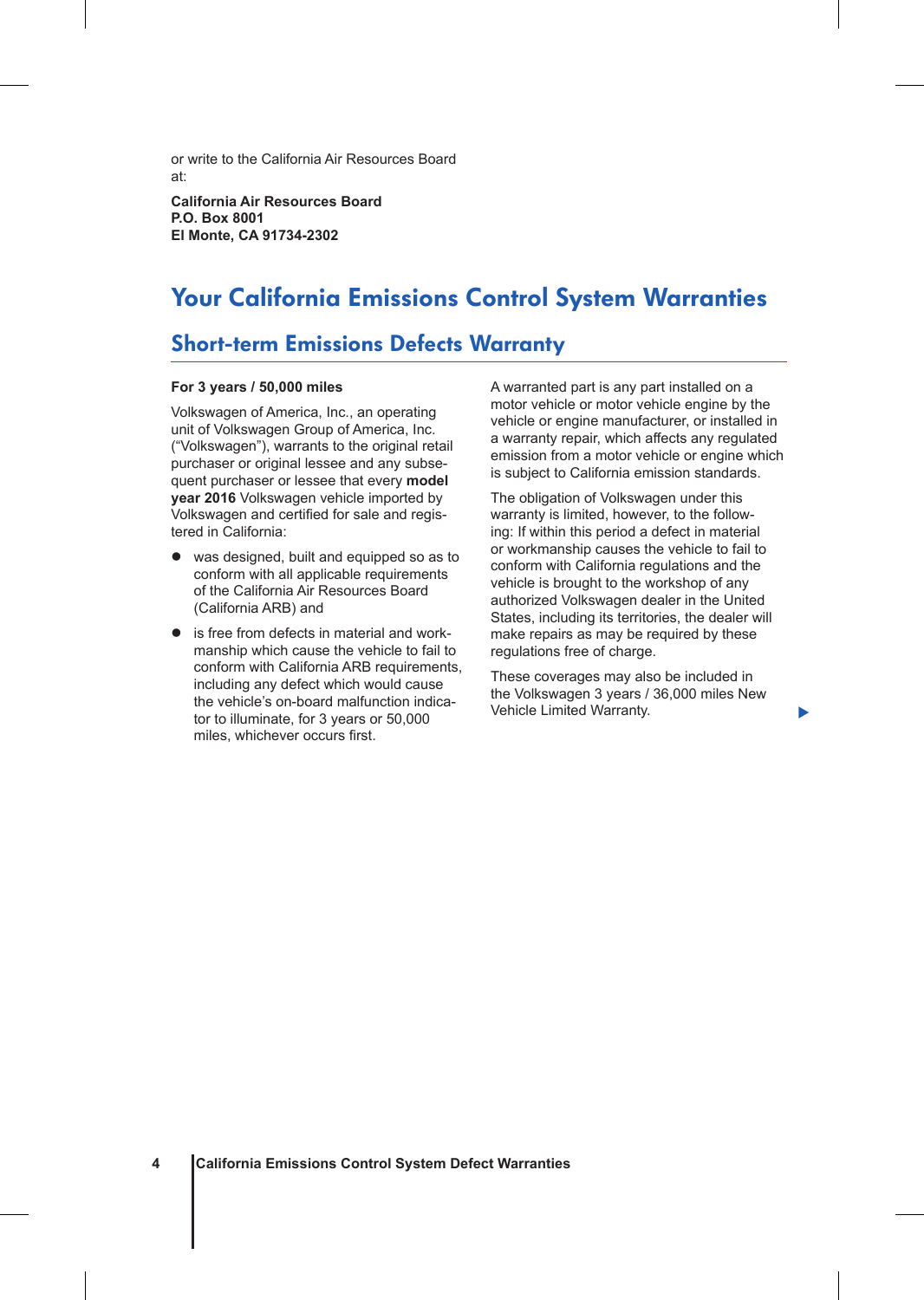or write to the California Air Resources Board at:

**California Air Resources Board**
**P.O. Box 8001**
**El Monte, CA 91734-2302**

# Your California Emissions Control System Warranties

## Short-term Emissions Defects Warranty

**For 3 years / 50,000 miles**

Volkswagen of America, Inc., an operating unit of Volkswagen Group of America, Inc. (“Volkswagen”), warrants to the original retail purchaser or original lessee and any subsequent purchaser or lessee that every **model year 2016** Volkswagen vehicle imported by Volkswagen and certified for sale and registered in California:

- was designed, built and equipped so as to conform with all applicable requirements of the California Air Resources Board (California ARB) and
- is free from defects in material and workmanship which cause the vehicle to fail to conform with California ARB requirements, including any defect which would cause the vehicle’s on-board malfunction indicator to illuminate, for 3 years or 50,000 miles, whichever occurs first.

A warranted part is any part installed on a motor vehicle or motor vehicle engine by the vehicle or engine manufacturer, or installed in a warranty repair, which affects any regulated emission from a motor vehicle or engine which is subject to California emission standards.

The obligation of Volkswagen under this warranty is limited, however, to the following: If within this period a defect in material or workmanship causes the vehicle to fail to conform with California regulations and the vehicle is brought to the workshop of any authorized Volkswagen dealer in the United States, including its territories, the dealer will make repairs as may be required by these regulations free of charge.

These coverages may also be included in the Volkswagen 3 years / 36,000 miles New Vehicle Limited Warranty.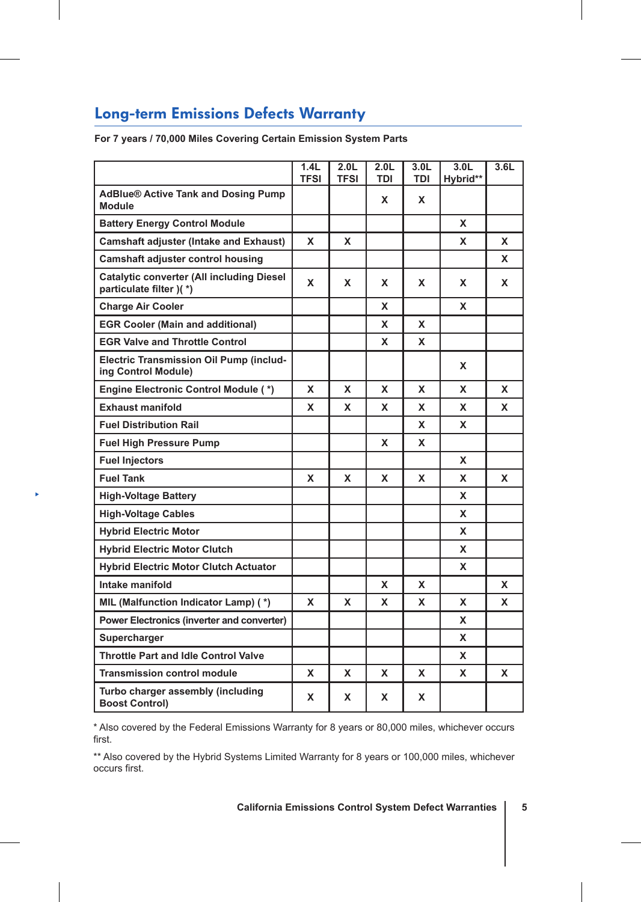## Long-term Emissions Defects Warranty

**For 7 years / 70,000 Miles Covering Certain Emission System Parts**

| | 1.4L TFSI | 2.0L TFSI | 2.0L TDI | 3.0L TDI | 3.0L Hybrid** | 3.6L |
|---|---|---|---|---|---|---|
| AdBlue® Active Tank and Dosing Pump Module | | | X | X | | |
| Battery Energy Control Module | | | | | X | |
| Camshaft adjuster (Intake and Exhaust) | X | X | | | X | X |
| Camshaft adjuster control housing | | | | | | X |
| Catalytic converter (All including Diesel particulate filter )( *) | X | X | X | X | X | X |
| Charge Air Cooler | | | X | | X | |
| EGR Cooler (Main and additional) | | | X | X | | |
| EGR Valve and Throttle Control | | | X | X | | |
| Electric Transmission Oil Pump (including Control Module) | | | | | X | |
| Engine Electronic Control Module ( *) | X | X | X | X | X | X |
| Exhaust manifold | X | X | X | X | X | X |
| Fuel Distribution Rail | | | | X | X | |
| Fuel High Pressure Pump | | | X | X | | |
| Fuel Injectors | | | | | X | |
| Fuel Tank | X | X | X | X | X | X |
| High-Voltage Battery | | | | | X | |
| High-Voltage Cables | | | | | X | |
| Hybrid Electric Motor | | | | | X | |
| Hybrid Electric Motor Clutch | | | | | X | |
| Hybrid Electric Motor Clutch Actuator | | | | | X | |
| Intake manifold | | | X | X | | X |
| MIL (Malfunction Indicator Lamp) ( *) | X | X | X | X | X | X |
| Power Electronics (inverter and converter) | | | | | X | |
| Supercharger | | | | | X | |
| Throttle Part and Idle Control Valve | | | | | X | |
| Transmission control module | X | X | X | X | X | X |
| Turbo charger assembly (including Boost Control) | X | X | X | X | | |

* Also covered by the Federal Emissions Warranty for 8 years or 80,000 miles, whichever occurs first.

** Also covered by the Hybrid Systems Limited Warranty for 8 years or 100,000 miles, whichever occurs first.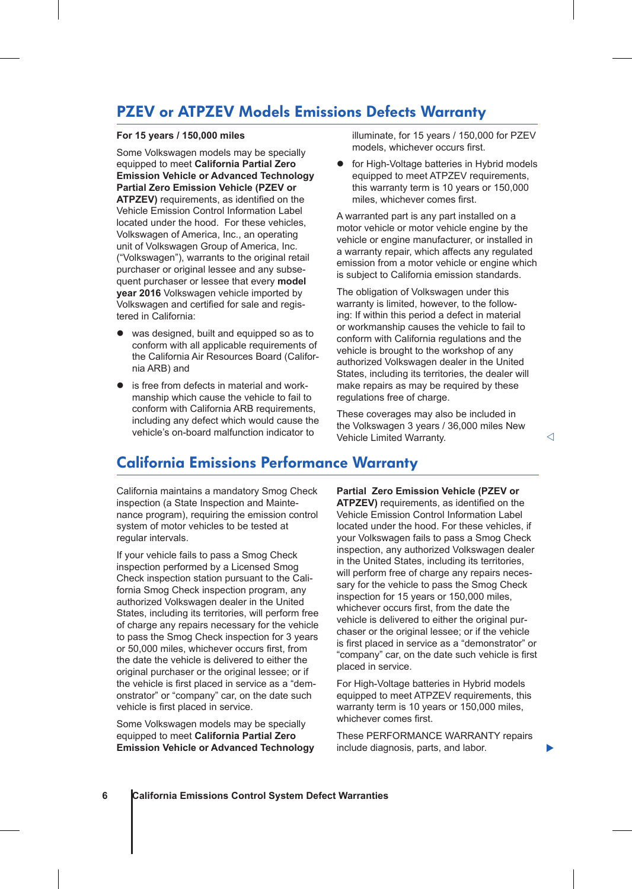## PZEV or ATPZEV Models Emissions Defects Warranty

**For 15 years / 150,000 miles**

Some Volkswagen models may be specially equipped to meet **California Partial Zero Emission Vehicle or Advanced Technology Partial Zero Emission Vehicle (PZEV or ATPZEV)** requirements, as identified on the Vehicle Emission Control Information Label located under the hood. For these vehicles, Volkswagen of America, Inc., an operating unit of Volkswagen Group of America, Inc. ("Volkswagen"), warrants to the original retail purchaser or original lessee and any subsequent purchaser or lessee that every **model year 2016** Volkswagen vehicle imported by Volkswagen and certified for sale and registered in California:

- was designed, built and equipped so as to conform with all applicable requirements of the California Air Resources Board (California ARB) and
- is free from defects in material and workmanship which cause the vehicle to fail to conform with California ARB requirements, including any defect which would cause the vehicle's on-board malfunction indicator to illuminate, for 15 years / 150,000 for PZEV models, whichever occurs first.
- for High-Voltage batteries in Hybrid models equipped to meet ATPZEV requirements, this warranty term is 10 years or 150,000 miles, whichever comes first.

A warranted part is any part installed on a motor vehicle or motor vehicle engine by the vehicle or engine manufacturer, or installed in a warranty repair, which affects any regulated emission from a motor vehicle or engine which is subject to California emission standards.

The obligation of Volkswagen under this warranty is limited, however, to the following: If within this period a defect in material or workmanship causes the vehicle to fail to conform with California regulations and the vehicle is brought to the workshop of any authorized Volkswagen dealer in the United States, including its territories, the dealer will make repairs as may be required by these regulations free of charge.

These coverages may also be included in the Volkswagen 3 years / 36,000 miles New Vehicle Limited Warranty.

## California Emissions Performance Warranty

California maintains a mandatory Smog Check inspection (a State Inspection and Maintenance program), requiring the emission control system of motor vehicles to be tested at regular intervals.

If your vehicle fails to pass a Smog Check inspection performed by a Licensed Smog Check inspection station pursuant to the California Smog Check inspection program, any authorized Volkswagen dealer in the United States, including its territories, will perform free of charge any repairs necessary for the vehicle to pass the Smog Check inspection for 3 years or 50,000 miles, whichever occurs first, from the date the vehicle is delivered to either the original purchaser or the original lessee; or if the vehicle is first placed in service as a "demonstrator" or "company" car, on the date such vehicle is first placed in service.

Some Volkswagen models may be specially equipped to meet **California Partial Zero Emission Vehicle or Advanced Technology Partial Zero Emission Vehicle (PZEV or ATPZEV)** requirements, as identified on the Vehicle Emission Control Information Label located under the hood. For these vehicles, if your Volkswagen fails to pass a Smog Check inspection, any authorized Volkswagen dealer in the United States, including its territories, will perform free of charge any repairs necessary for the vehicle to pass the Smog Check inspection for 15 years or 150,000 miles, whichever occurs first, from the date the vehicle is delivered to either the original purchaser or the original lessee; or if the vehicle is first placed in service as a "demonstrator" or "company" car, on the date such vehicle is first placed in service.

For High-Voltage batteries in Hybrid models equipped to meet ATPZEV requirements, this warranty term is 10 years or 150,000 miles, whichever comes first.

These PERFORMANCE WARRANTY repairs include diagnosis, parts, and labor.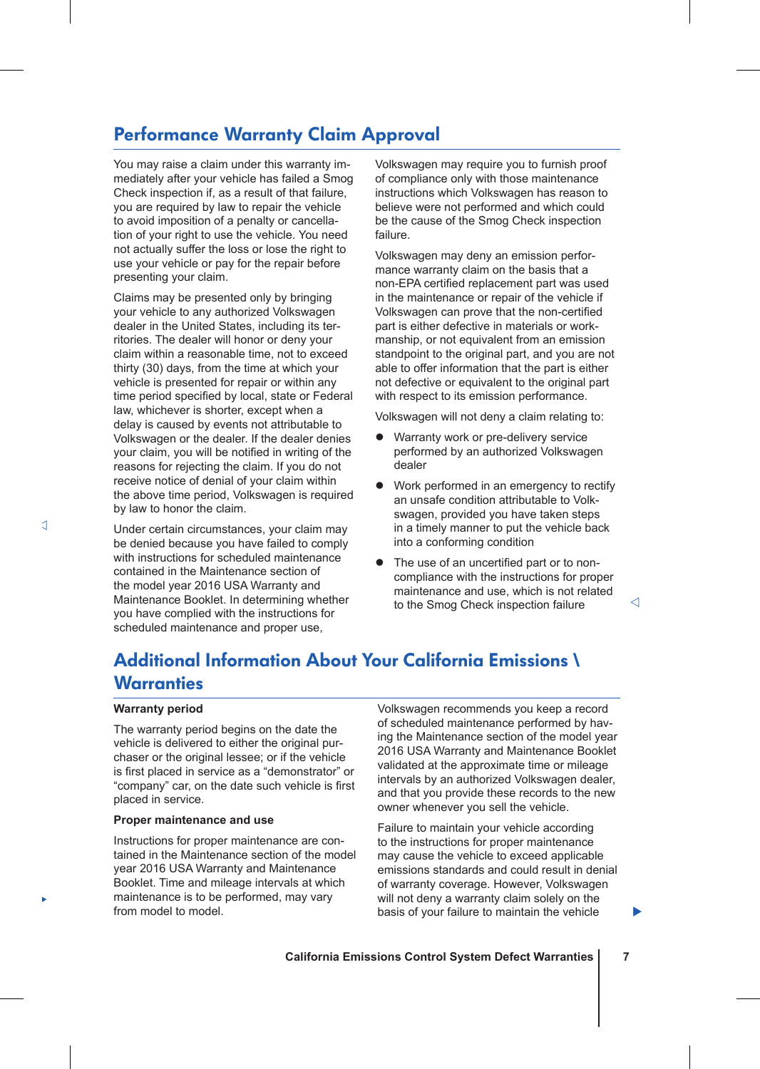## Performance Warranty Claim Approval

You may raise a claim under this warranty immediately after your vehicle has failed a Smog Check inspection if, as a result of that failure, you are required by law to repair the vehicle to avoid imposition of a penalty or cancellation of your right to use the vehicle. You need not actually suffer the loss or lose the right to use your vehicle or pay for the repair before presenting your claim.

Claims may be presented only by bringing your vehicle to any authorized Volkswagen dealer in the United States, including its territories. The dealer will honor or deny your claim within a reasonable time, not to exceed thirty (30) days, from the time at which your vehicle is presented for repair or within any time period specified by local, state or Federal law, whichever is shorter, except when a delay is caused by events not attributable to Volkswagen or the dealer. If the dealer denies your claim, you will be notified in writing of the reasons for rejecting the claim. If you do not receive notice of denial of your claim within the above time period, Volkswagen is required by law to honor the claim.

Under certain circumstances, your claim may be denied because you have failed to comply with instructions for scheduled maintenance contained in the Maintenance section of the model year 2016 USA Warranty and Maintenance Booklet. In determining whether you have complied with the instructions for scheduled maintenance and proper use, Volkswagen may require you to furnish proof of compliance only with those maintenance instructions which Volkswagen has reason to believe were not performed and which could be the cause of the Smog Check inspection failure.

Volkswagen may deny an emission performance warranty claim on the basis that a non-EPA certified replacement part was used in the maintenance or repair of the vehicle if Volkswagen can prove that the non-certified part is either defective in materials or workmanship, or not equivalent from an emission standpoint to the original part, and you are not able to offer information that the part is either not defective or equivalent to the original part with respect to its emission performance.

Volkswagen will not deny a claim relating to:

- Warranty work or pre-delivery service performed by an authorized Volkswagen dealer
- Work performed in an emergency to rectify an unsafe condition attributable to Volkswagen, provided you have taken steps in a timely manner to put the vehicle back into a conforming condition
- The use of an uncertified part or to non-compliance with the instructions for proper maintenance and use, which is not related to the Smog Check inspection failure

## Additional Information About Your California Emissions \ Warranties

**Warranty period**

The warranty period begins on the date the vehicle is delivered to either the original purchaser or the original lessee; or if the vehicle is first placed in service as a “demonstrator” or “company” car, on the date such vehicle is first placed in service.

**Proper maintenance and use**

Instructions for proper maintenance are contained in the Maintenance section of the model year 2016 USA Warranty and Maintenance Booklet. Time and mileage intervals at which maintenance is to be performed, may vary from model to model.

Volkswagen recommends you keep a record of scheduled maintenance performed by having the Maintenance section of the model year 2016 USA Warranty and Maintenance Booklet validated at the approximate time or mileage intervals by an authorized Volkswagen dealer, and that you provide these records to the new owner whenever you sell the vehicle.

Failure to maintain your vehicle according to the instructions for proper maintenance may cause the vehicle to exceed applicable emissions standards and could result in denial of warranty coverage. However, Volkswagen will not deny a warranty claim solely on the basis of your failure to maintain the vehicle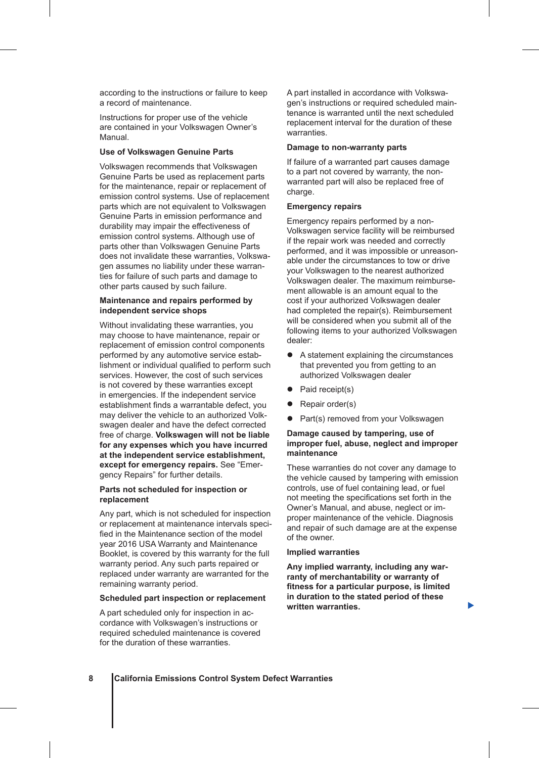according to the instructions or failure to keep a record of maintenance.

Instructions for proper use of the vehicle are contained in your Volkswagen Owner's Manual.

### Use of Volkswagen Genuine Parts

Volkswagen recommends that Volkswagen Genuine Parts be used as replacement parts for the maintenance, repair or replacement of emission control systems. Use of replacement parts which are not equivalent to Volkswagen Genuine Parts in emission performance and durability may impair the effectiveness of emission control systems. Although use of parts other than Volkswagen Genuine Parts does not invalidate these warranties, Volkswagen assumes no liability under these warranties for failure of such parts and damage to other parts caused by such failure.

### Maintenance and repairs performed by independent service shops

Without invalidating these warranties, you may choose to have maintenance, repair or replacement of emission control components performed by any automotive service establishment or individual qualified to perform such services. However, the cost of such services is not covered by these warranties except in emergencies. If the independent service establishment finds a warrantable defect, you may deliver the vehicle to an authorized Volkswagen dealer and have the defect corrected free of charge. **Volkswagen will not be liable for any expenses which you have incurred at the independent service establishment, except for emergency repairs.** See "Emergency Repairs" for further details.

### Parts not scheduled for inspection or replacement

Any part, which is not scheduled for inspection or replacement at maintenance intervals specified in the Maintenance section of the model year 2016 USA Warranty and Maintenance Booklet, is covered by this warranty for the full warranty period. Any such parts repaired or replaced under warranty are warranted for the remaining warranty period.

### Scheduled part inspection or replacement

A part scheduled only for inspection in accordance with Volkswagen's instructions or required scheduled maintenance is covered for the duration of these warranties.

A part installed in accordance with Volkswagen's instructions or required scheduled maintenance is warranted until the next scheduled replacement interval for the duration of these warranties.

### Damage to non-warranty parts

If failure of a warranted part causes damage to a part not covered by warranty, the non-warranted part will also be replaced free of charge.

### Emergency repairs

Emergency repairs performed by a non-Volkswagen service facility will be reimbursed if the repair work was needed and correctly performed, and it was impossible or unreasonable under the circumstances to tow or drive your Volkswagen to the nearest authorized Volkswagen dealer. The maximum reimbursement allowable is an amount equal to the cost if your authorized Volkswagen dealer had completed the repair(s). Reimbursement will be considered when you submit all of the following items to your authorized Volkswagen dealer:

- A statement explaining the circumstances that prevented you from getting to an authorized Volkswagen dealer
- Paid receipt(s)
- Repair order(s)
- Part(s) removed from your Volkswagen

### Damage caused by tampering, use of improper fuel, abuse, neglect and improper maintenance

These warranties do not cover any damage to the vehicle caused by tampering with emission controls, use of fuel containing lead, or fuel not meeting the specifications set forth in the Owner's Manual, and abuse, neglect or improper maintenance of the vehicle. Diagnosis and repair of such damage are at the expense of the owner.

### Implied warranties

**Any implied warranty, including any warranty of merchantability or warranty of fitness for a particular purpose, is limited in duration to the stated period of these written warranties.**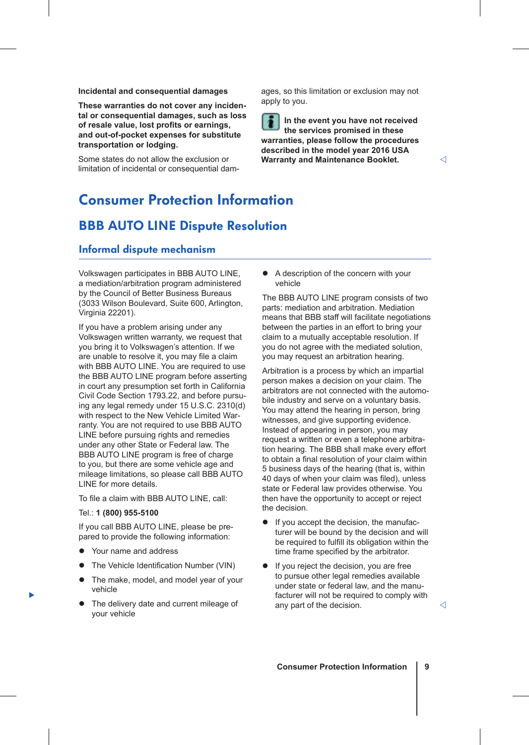**Incidental and consequential damages**

**These warranties do not cover any incidental or consequential damages, such as loss of resale value, lost profits or earnings, and out-of-pocket expenses for substitute transportation or lodging.**

Some states do not allow the exclusion or limitation of incidental or consequential damages, so this limitation or exclusion may not apply to you.

**In the event you have not received the services promised in these warranties, please follow the procedures described in the model year 2016 USA Warranty and Maintenance Booklet.**

# Consumer Protection Information

## BBB AUTO LINE Dispute Resolution

### Informal dispute mechanism

Volkswagen participates in BBB AUTO LINE, a mediation/arbitration program administered by the Council of Better Business Bureaus (3033 Wilson Boulevard, Suite 600, Arlington, Virginia 22201).

If you have a problem arising under any Volkswagen written warranty, we request that you bring it to Volkswagen's attention. If we are unable to resolve it, you may file a claim with BBB AUTO LINE. You are required to use the BBB AUTO LINE program before asserting in court any presumption set forth in California Civil Code Section 1793.22, and before pursuing any legal remedy under 15 U.S.C. 2310(d) with respect to the New Vehicle Limited Warranty. You are not required to use BBB AUTO LINE before pursuing rights and remedies under any other State or Federal law. The BBB AUTO LINE program is free of charge to you, but there are some vehicle age and mileage limitations, so please call BBB AUTO LINE for more details.

To file a claim with BBB AUTO LINE, call:

Tel.: **1 (800) 955-5100**

If you call BBB AUTO LINE, please be prepared to provide the following information:

- Your name and address
- The Vehicle Identification Number (VIN)
- The make, model, and model year of your vehicle
- The delivery date and current mileage of your vehicle
- A description of the concern with your vehicle

The BBB AUTO LINE program consists of two parts: mediation and arbitration. Mediation means that BBB staff will facilitate negotiations between the parties in an effort to bring your claim to a mutually acceptable resolution. If you do not agree with the mediated solution, you may request an arbitration hearing.

Arbitration is a process by which an impartial person makes a decision on your claim. The arbitrators are not connected with the automobile industry and serve on a voluntary basis. You may attend the hearing in person, bring witnesses, and give supporting evidence. Instead of appearing in person, you may request a written or even a telephone arbitration hearing. The BBB shall make every effort to obtain a final resolution of your claim within 5 business days of the hearing (that is, within 40 days of when your claim was filed), unless state or Federal law provides otherwise. You then have the opportunity to accept or reject the decision.

- If you accept the decision, the manufacturer will be bound by the decision and will be required to fulfill its obligation within the time frame specified by the arbitrator.
- If you reject the decision, you are free to pursue other legal remedies available under state or federal law, and the manufacturer will not be required to comply with any part of the decision.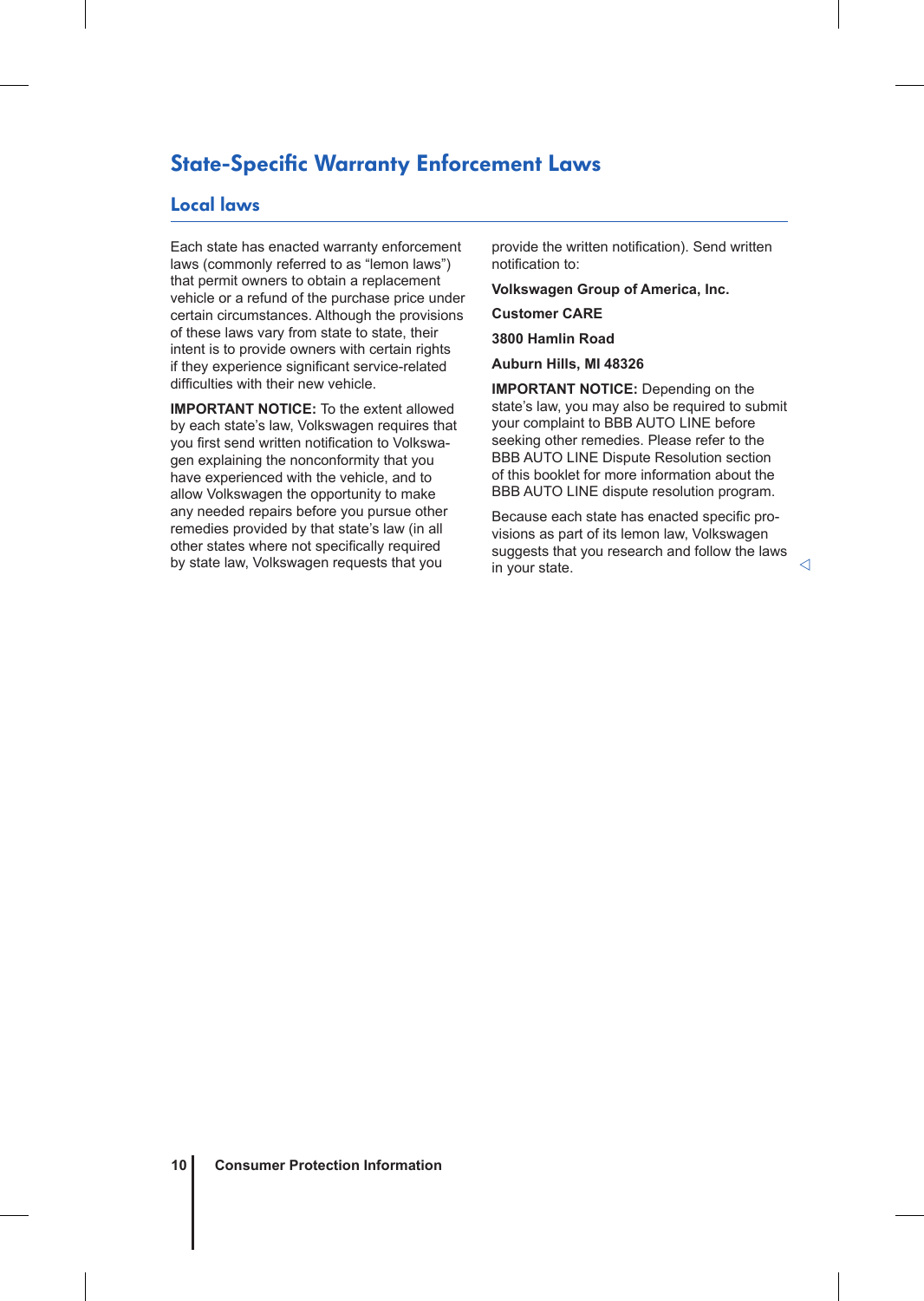# State-Specific Warranty Enforcement Laws

## Local laws

Each state has enacted warranty enforcement laws (commonly referred to as “lemon laws”) that permit owners to obtain a replacement vehicle or a refund of the purchase price under certain circumstances. Although the provisions of these laws vary from state to state, their intent is to provide owners with certain rights if they experience significant service-related difficulties with their new vehicle.

**IMPORTANT NOTICE:** To the extent allowed by each state’s law, Volkswagen requires that you first send written notification to Volkswagen explaining the nonconformity that you have experienced with the vehicle, and to allow Volkswagen the opportunity to make any needed repairs before you pursue other remedies provided by that state’s law (in all other states where not specifically required by state law, Volkswagen requests that you provide the written notification). Send written notification to:

**Volkswagen Group of America, Inc.**

**Customer CARE**

**3800 Hamlin Road**

**Auburn Hills, MI 48326**

**IMPORTANT NOTICE:** Depending on the state’s law, you may also be required to submit your complaint to BBB AUTO LINE before seeking other remedies. Please refer to the BBB AUTO LINE Dispute Resolution section of this booklet for more information about the BBB AUTO LINE dispute resolution program.

Because each state has enacted specific provisions as part of its lemon law, Volkswagen suggests that you research and follow the laws in your state.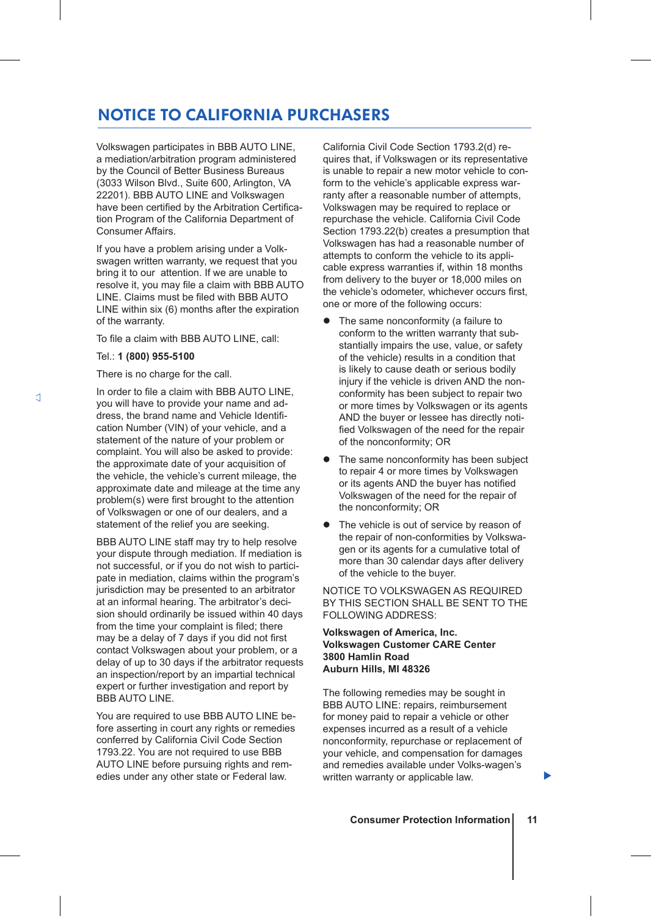# NOTICE TO CALIFORNIA PURCHASERS

Volkswagen participates in BBB AUTO LINE, a mediation/arbitration program administered by the Council of Better Business Bureaus (3033 Wilson Blvd., Suite 600, Arlington, VA 22201). BBB AUTO LINE and Volkswagen have been certified by the Arbitration Certification Program of the California Department of Consumer Affairs.

If you have a problem arising under a Volkswagen written warranty, we request that you bring it to our attention. If we are unable to resolve it, you may file a claim with BBB AUTO LINE. Claims must be filed with BBB AUTO LINE within six (6) months after the expiration of the warranty.

To file a claim with BBB AUTO LINE, call:

Tel.: **1 (800) 955-5100**

There is no charge for the call.

In order to file a claim with BBB AUTO LINE, you will have to provide your name and address, the brand name and Vehicle Identification Number (VIN) of your vehicle, and a statement of the nature of your problem or complaint. You will also be asked to provide: the approximate date of your acquisition of the vehicle, the vehicle's current mileage, the approximate date and mileage at the time any problem(s) were first brought to the attention of Volkswagen or one of our dealers, and a statement of the relief you are seeking.

BBB AUTO LINE staff may try to help resolve your dispute through mediation. If mediation is not successful, or if you do not wish to participate in mediation, claims within the program's jurisdiction may be presented to an arbitrator at an informal hearing. The arbitrator's decision should ordinarily be issued within 40 days from the time your complaint is filed; there may be a delay of 7 days if you did not first contact Volkswagen about your problem, or a delay of up to 30 days if the arbitrator requests an inspection/report by an impartial technical expert or further investigation and report by BBB AUTO LINE.

You are required to use BBB AUTO LINE before asserting in court any rights or remedies conferred by California Civil Code Section 1793.22. You are not required to use BBB AUTO LINE before pursuing rights and remedies under any other state or Federal law.

California Civil Code Section 1793.2(d) requires that, if Volkswagen or its representative is unable to repair a new motor vehicle to conform to the vehicle's applicable express warranty after a reasonable number of attempts, Volkswagen may be required to replace or repurchase the vehicle. California Civil Code Section 1793.22(b) creates a presumption that Volkswagen has had a reasonable number of attempts to conform the vehicle to its applicable express warranties if, within 18 months from delivery to the buyer or 18,000 miles on the vehicle's odometer, whichever occurs first, one or more of the following occurs:

- The same nonconformity (a failure to conform to the written warranty that substantially impairs the use, value, or safety of the vehicle) results in a condition that is likely to cause death or serious bodily injury if the vehicle is driven AND the nonconformity has been subject to repair two or more times by Volkswagen or its agents AND the buyer or lessee has directly notified Volkswagen of the need for the repair of the nonconformity; OR
- The same nonconformity has been subject to repair 4 or more times by Volkswagen or its agents AND the buyer has notified Volkswagen of the need for the repair of the nonconformity; OR
- The vehicle is out of service by reason of the repair of non-conformities by Volkswagen or its agents for a cumulative total of more than 30 calendar days after delivery of the vehicle to the buyer.

NOTICE TO VOLKSWAGEN AS REQUIRED BY THIS SECTION SHALL BE SENT TO THE FOLLOWING ADDRESS:

**Volkswagen of America, Inc.**
**Volkswagen Customer CARE Center**
**3800 Hamlin Road**
**Auburn Hills, MI 48326**

The following remedies may be sought in BBB AUTO LINE: repairs, reimbursement for money paid to repair a vehicle or other expenses incurred as a result of a vehicle nonconformity, repurchase or replacement of your vehicle, and compensation for damages and remedies available under Volks-wagen's written warranty or applicable law.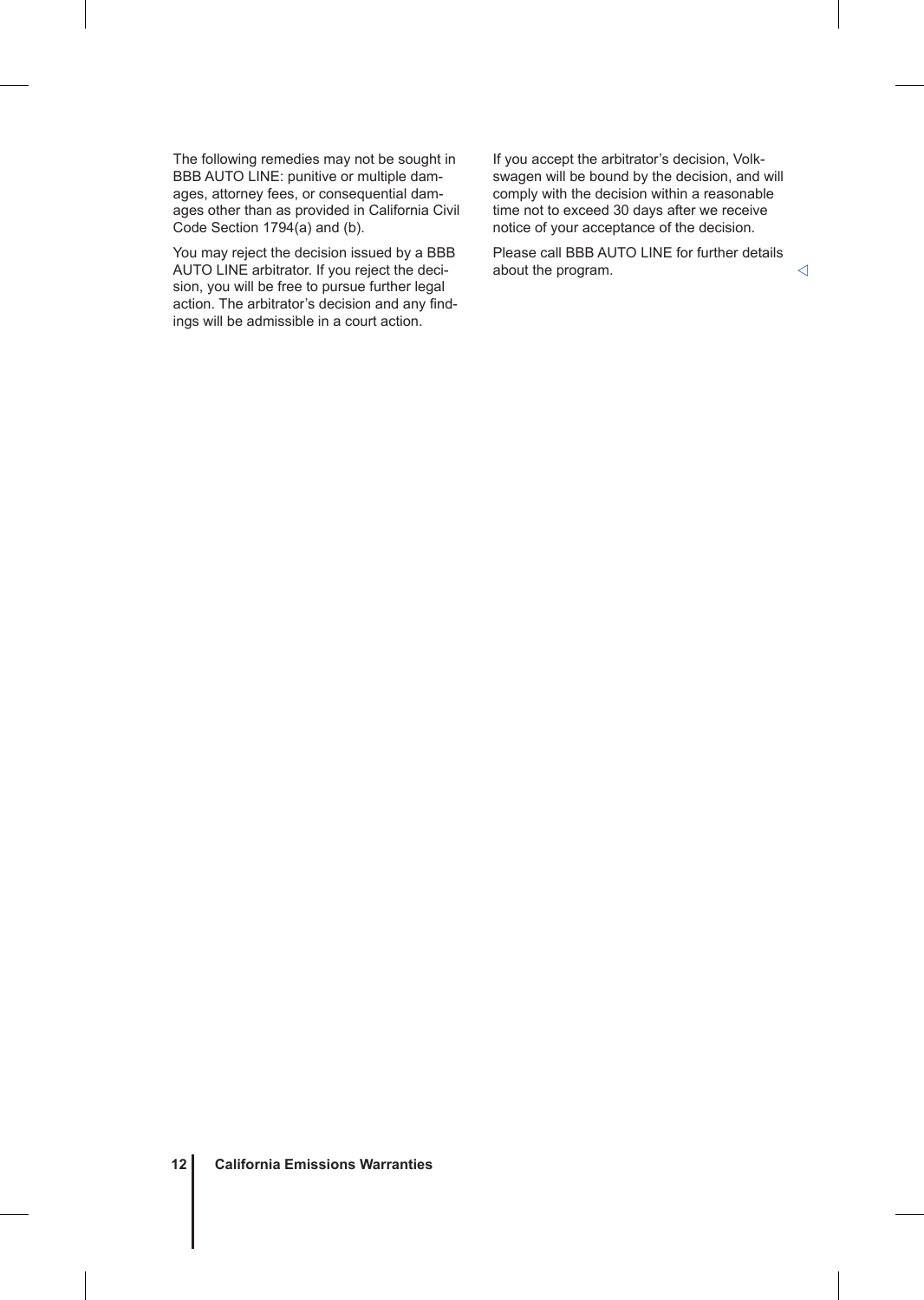The following remedies may not be sought in BBB AUTO LINE: punitive or multiple damages, attorney fees, or consequential damages other than as provided in California Civil Code Section 1794(a) and (b).

You may reject the decision issued by a BBB AUTO LINE arbitrator. If you reject the decision, you will be free to pursue further legal action. The arbitrator's decision and any findings will be admissible in a court action.

If you accept the arbitrator's decision, Volkswagen will be bound by the decision, and will comply with the decision within a reasonable time not to exceed 30 days after we receive notice of your acceptance of the decision.

Please call BBB AUTO LINE for further details about the program.